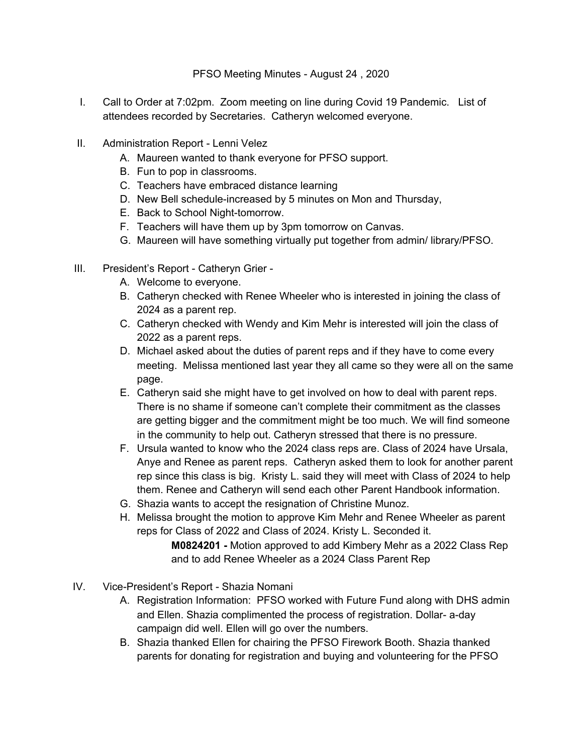# PFSO Meeting Minutes - August 24 , 2020

I. Call to Order at 7:02pm. Zoom meeting on line during Covid 19 Pandemic. List of attendees recorded by Secretaries. Catheryn welcomed everyone.

II. Administration Report - Lenni Velez
   A. Maureen wanted to thank everyone for PFSO support.
   B. Fun to pop in classrooms.
   C. Teachers have embraced distance learning
   D. New Bell schedule-increased by 5 minutes on Mon and Thursday,
   E. Back to School Night-tomorrow.
   F. Teachers will have them up by 3pm tomorrow on Canvas.
   G. Maureen will have something virtually put together from admin/ library/PFSO.

III. President's Report - Catheryn Grier -
   A. Welcome to everyone.
   B. Catheryn checked with Renee Wheeler who is interested in joining the class of 2024 as a parent rep.
   C. Catheryn checked with Wendy and Kim Mehr is interested will join the class of 2022 as a parent reps.
   D. Michael asked about the duties of parent reps and if they have to come every meeting. Melissa mentioned last year they all came so they were all on the same page.
   E. Catheryn said she might have to get involved on how to deal with parent reps. There is no shame if someone can't complete their commitment as the classes are getting bigger and the commitment might be too much. We will find someone in the community to help out. Catheryn stressed that there is no pressure.
   F. Ursula wanted to know who the 2024 class reps are. Class of 2024 have Ursala, Anye and Renee as parent reps. Catheryn asked them to look for another parent rep since this class is big. Kristy L. said they will meet with Class of 2024 to help them. Renee and Catheryn will send each other Parent Handbook information.
   G. Shazia wants to accept the resignation of Christine Munoz.
   H. Melissa brought the motion to approve Kim Mehr and Renee Wheeler as parent reps for Class of 2022 and Class of 2024. Kristy L. Seconded it.

      **M0824201 -** Motion approved to add Kimbery Mehr as a 2022 Class Rep and to add Renee Wheeler as a 2024 Class Parent Rep

IV. Vice-President's Report - Shazia Nomani
   A. Registration Information: PFSO worked with Future Fund along with DHS admin and Ellen. Shazia complimented the process of registration. Dollar- a-day campaign did well. Ellen will go over the numbers.
   B. Shazia thanked Ellen for chairing the PFSO Firework Booth. Shazia thanked parents for donating for registration and buying and volunteering for the PFSO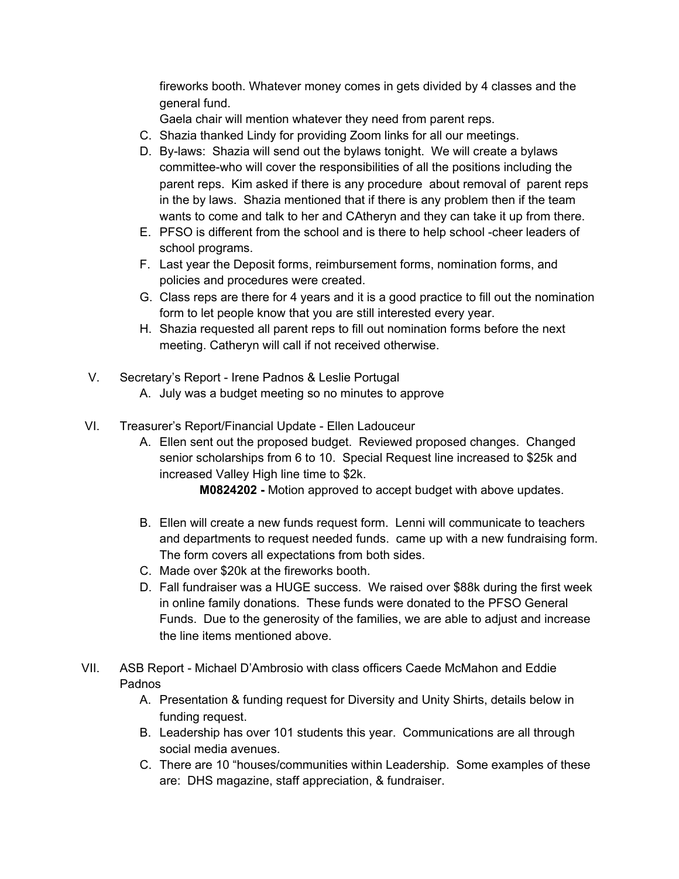fireworks booth. Whatever money comes in gets divided by 4 classes and the general fund.

Gaela chair will mention whatever they need from parent reps.

C. Shazia thanked Lindy for providing Zoom links for all our meetings.
D. By-laws: Shazia will send out the bylaws tonight. We will create a bylaws committee-who will cover the responsibilities of all the positions including the parent reps. Kim asked if there is any procedure about removal of parent reps in the by laws. Shazia mentioned that if there is any problem then if the team wants to come and talk to her and CAtheryn and they can take it up from there.
E. PFSO is different from the school and is there to help school -cheer leaders of school programs.
F. Last year the Deposit forms, reimbursement forms, nomination forms, and policies and procedures were created.
G. Class reps are there for 4 years and it is a good practice to fill out the nomination form to let people know that you are still interested every year.
H. Shazia requested all parent reps to fill out nomination forms before the next meeting. Catheryn will call if not received otherwise.

V. Secretary's Report - Irene Padnos & Leslie Portugal

A. July was a budget meeting so no minutes to approve

VI. Treasurer's Report/Financial Update - Ellen Ladouceur

A. Ellen sent out the proposed budget. Reviewed proposed changes. Changed senior scholarships from 6 to 10. Special Request line increased to $25k and increased Valley High line time to $2k.

**M0824202 -** Motion approved to accept budget with above updates.

B. Ellen will create a new funds request form. Lenni will communicate to teachers and departments to request needed funds. came up with a new fundraising form. The form covers all expectations from both sides.
C. Made over $20k at the fireworks booth.
D. Fall fundraiser was a HUGE success. We raised over $88k during the first week in online family donations. These funds were donated to the PFSO General Funds. Due to the generosity of the families, we are able to adjust and increase the line items mentioned above.

VII. ASB Report - Michael D'Ambrosio with class officers Caede McMahon and Eddie Padnos

A. Presentation & funding request for Diversity and Unity Shirts, details below in funding request.
B. Leadership has over 101 students this year. Communications are all through social media avenues.
C. There are 10 "houses/communities within Leadership. Some examples of these are: DHS magazine, staff appreciation, & fundraiser.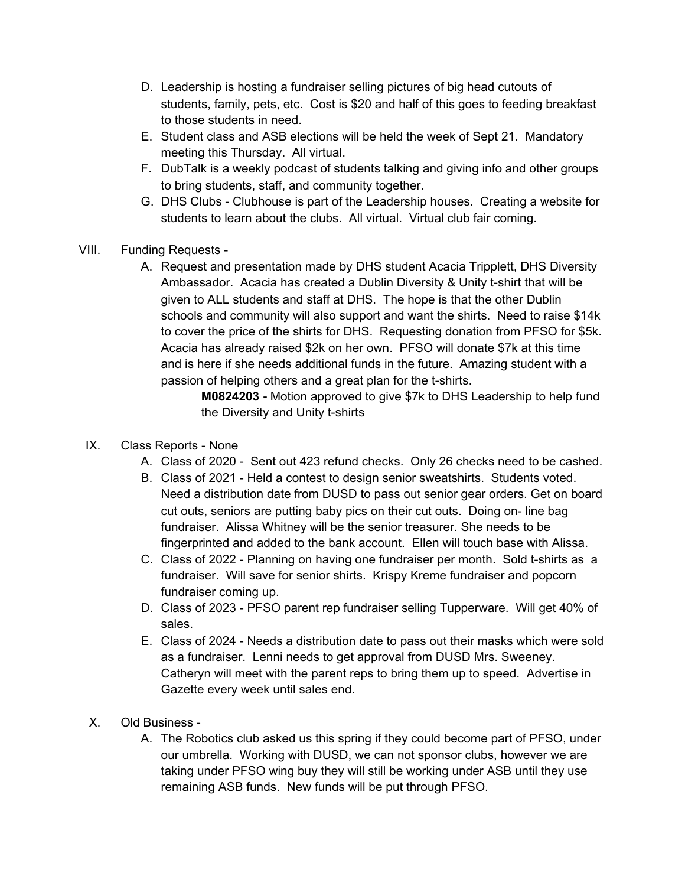D. Leadership is hosting a fundraiser selling pictures of big head cutouts of students, family, pets, etc. Cost is $20 and half of this goes to feeding breakfast to those students in need.

E. Student class and ASB elections will be held the week of Sept 21. Mandatory meeting this Thursday. All virtual.

F. DubTalk is a weekly podcast of students talking and giving info and other groups to bring students, staff, and community together.

G. DHS Clubs - Clubhouse is part of the Leadership houses. Creating a website for students to learn about the clubs. All virtual. Virtual club fair coming.

VIII. Funding Requests -

A. Request and presentation made by DHS student Acacia Tripplett, DHS Diversity Ambassador. Acacia has created a Dublin Diversity & Unity t-shirt that will be given to ALL students and staff at DHS. The hope is that the other Dublin schools and community will also support and want the shirts. Need to raise $14k to cover the price of the shirts for DHS. Requesting donation from PFSO for $5k. Acacia has already raised $2k on her own. PFSO will donate $7k at this time and is here if she needs additional funds in the future. Amazing student with a passion of helping others and a great plan for the t-shirts.

> **M0824203 -** Motion approved to give $7k to DHS Leadership to help fund the Diversity and Unity t-shirts

IX. Class Reports - None

A. Class of 2020 - Sent out 423 refund checks. Only 26 checks need to be cashed.

B. Class of 2021 - Held a contest to design senior sweatshirts. Students voted. Need a distribution date from DUSD to pass out senior gear orders. Get on board cut outs, seniors are putting baby pics on their cut outs. Doing on- line bag fundraiser. Alissa Whitney will be the senior treasurer. She needs to be fingerprinted and added to the bank account. Ellen will touch base with Alissa.

C. Class of 2022 - Planning on having one fundraiser per month. Sold t-shirts as a fundraiser. Will save for senior shirts. Krispy Kreme fundraiser and popcorn fundraiser coming up.

D. Class of 2023 - PFSO parent rep fundraiser selling Tupperware. Will get 40% of sales.

E. Class of 2024 - Needs a distribution date to pass out their masks which were sold as a fundraiser. Lenni needs to get approval from DUSD Mrs. Sweeney. Catheryn will meet with the parent reps to bring them up to speed. Advertise in Gazette every week until sales end.

X. Old Business -

A. The Robotics club asked us this spring if they could become part of PFSO, under our umbrella. Working with DUSD, we can not sponsor clubs, however we are taking under PFSO wing buy they will still be working under ASB until they use remaining ASB funds. New funds will be put through PFSO.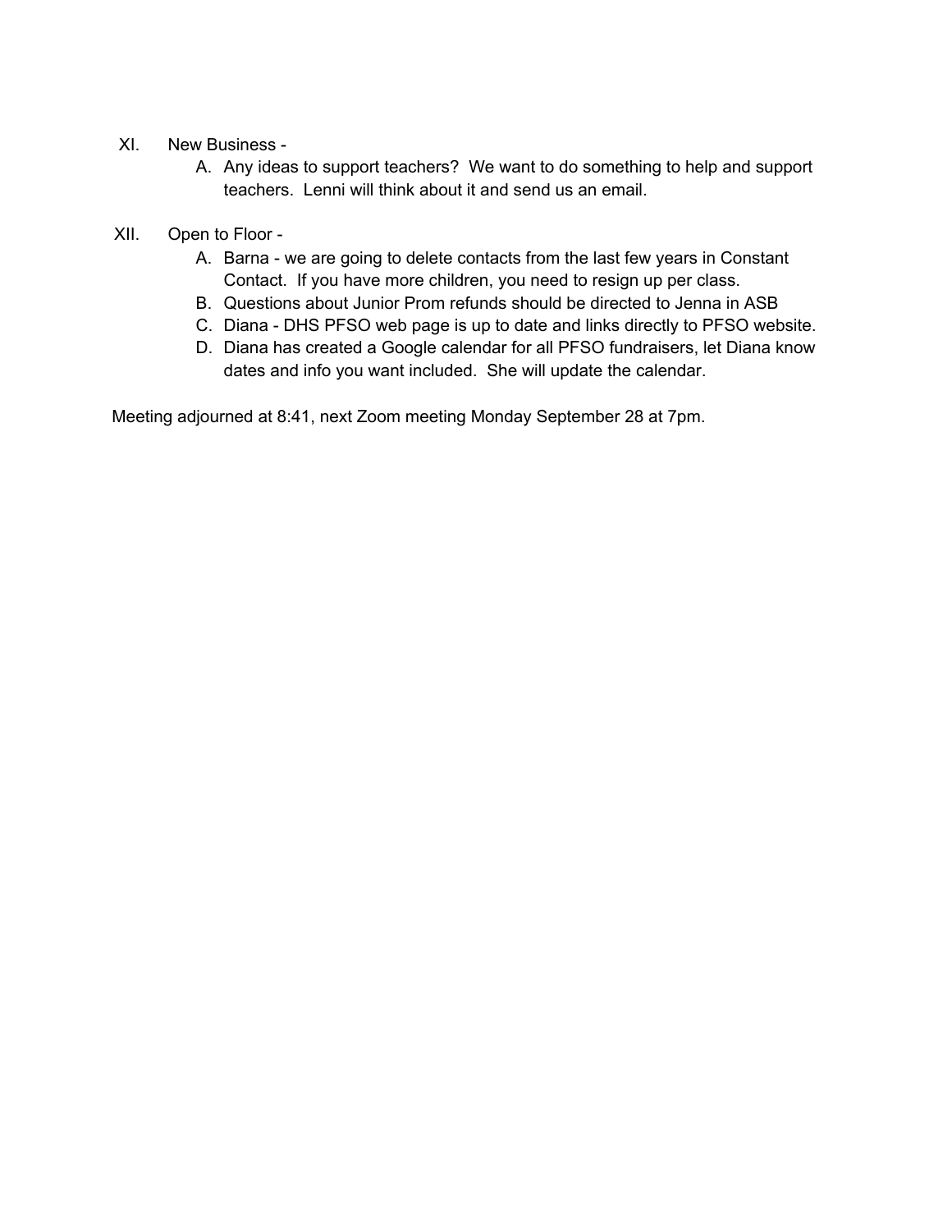XI. New Business -

  A. Any ideas to support teachers? We want to do something to help and support teachers. Lenni will think about it and send us an email.

XII. Open to Floor -

  A. Barna - we are going to delete contacts from the last few years in Constant Contact. If you have more children, you need to resign up per class.
  B. Questions about Junior Prom refunds should be directed to Jenna in ASB
  C. Diana - DHS PFSO web page is up to date and links directly to PFSO website.
  D. Diana has created a Google calendar for all PFSO fundraisers, let Diana know dates and info you want included. She will update the calendar.

Meeting adjourned at 8:41, next Zoom meeting Monday September 28 at 7pm.